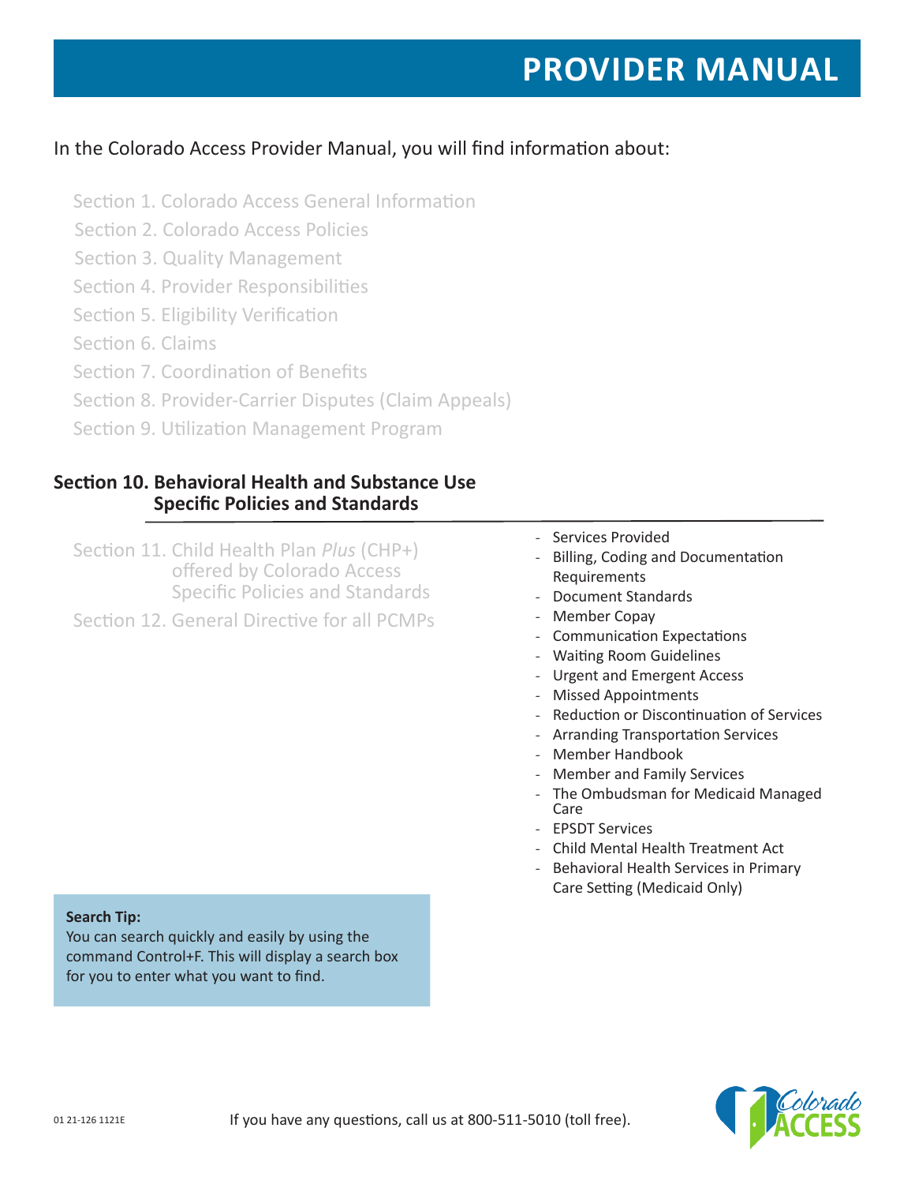# PROVIDER MANUAL

In the Colorado Access Provider Manual, you will find information about:

- Section 1. Colorado Access General Information
- Section 2. Colorado Access Policies
- Section 3. Quality Management
- Section 4. Provider Responsibilities
- Section 5. Eligibility Verification
- Section 6. Claims
- Section 7. Coordination of Benefits
- Section 8. Provider-Carrier Disputes (Claim Appeals)
- Section 9. Utilization Management Program

## Section 10. Behavioral Health and Substance Use Specific Policies and Standards

- Services Provided
- Billing, Coding and Documentation Requirements
- Document Standards
- Member Copay
- Communication Expectations
- Waiting Room Guidelines
- Urgent and Emergent Access
- Missed Appointments
- Reduction or Discontinuation of Services
- Arranding Transportation Services
- Member Handbook
- Member and Family Services
- The Ombudsman for Medicaid Managed Care
- EPSDT Services
- Child Mental Health Treatment Act
- Behavioral Health Services in Primary Care Setting (Medicaid Only)

- Section 11. Child Health Plan *Plus* (CHP+) offered by Colorado Access Specific Policies and Standards
- Section 12. General Directive for all PCMPs

**Search Tip:**
You can search quickly and easily by using the command Control+F. This will display a search box for you to enter what you want to find.

01 21-126 1121E

If you have any questions, call us at 800-511-5010 (toll free).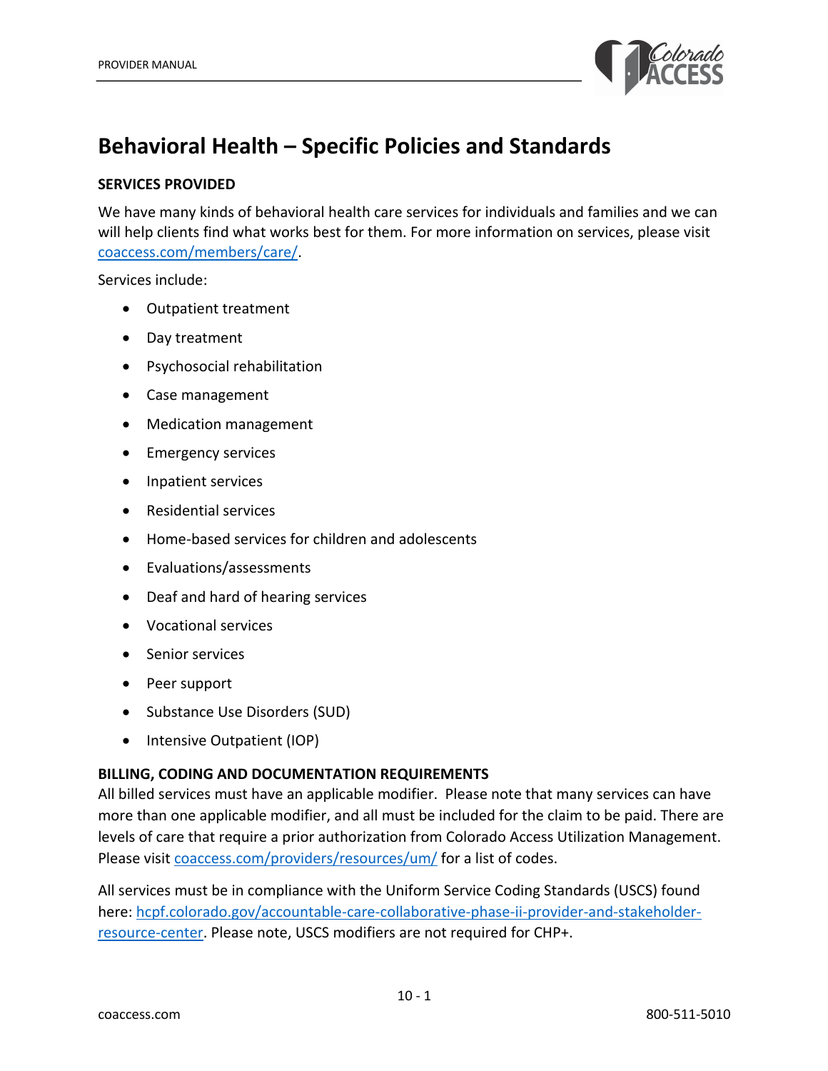# Behavioral Health – Specific Policies and Standards

**SERVICES PROVIDED**

We have many kinds of behavioral health care services for individuals and families and we can will help clients find what works best for them. For more information on services, please visit [coaccess.com/members/care/](coaccess.com/members/care/).

Services include:

- Outpatient treatment
- Day treatment
- Psychosocial rehabilitation
- Case management
- Medication management
- Emergency services
- Inpatient services
- Residential services
- Home-based services for children and adolescents
- Evaluations/assessments
- Deaf and hard of hearing services
- Vocational services
- Senior services
- Peer support
- Substance Use Disorders (SUD)
- Intensive Outpatient (IOP)

**BILLING, CODING AND DOCUMENTATION REQUIREMENTS**

All billed services must have an applicable modifier. Please note that many services can have more than one applicable modifier, and all must be included for the claim to be paid. There are levels of care that require a prior authorization from Colorado Access Utilization Management. Please visit [coaccess.com/providers/resources/um/](coaccess.com/providers/resources/um/) for a list of codes.

All services must be in compliance with the Uniform Service Coding Standards (USCS) found here: [hcpf.colorado.gov/accountable-care-collaborative-phase-ii-provider-and-stakeholder-resource-center](hcpf.colorado.gov/accountable-care-collaborative-phase-ii-provider-and-stakeholder-resource-center). Please note, USCS modifiers are not required for CHP+.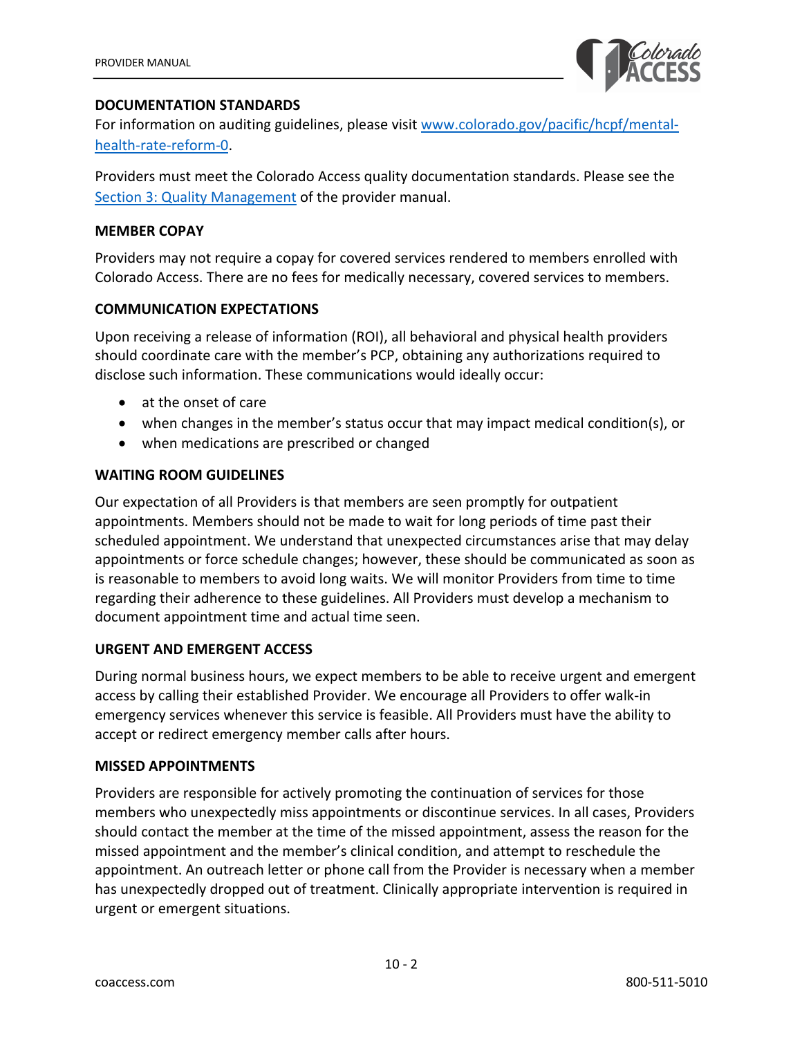## DOCUMENTATION STANDARDS

For information on auditing guidelines, please visit [www.colorado.gov/pacific/hcpf/mental-health-rate-reform-0](www.colorado.gov/pacific/hcpf/mental-health-rate-reform-0).

Providers must meet the Colorado Access quality documentation standards. Please see the [Section 3: Quality Management](#) of the provider manual.

## MEMBER COPAY

Providers may not require a copay for covered services rendered to members enrolled with Colorado Access. There are no fees for medically necessary, covered services to members.

## COMMUNICATION EXPECTATIONS

Upon receiving a release of information (ROI), all behavioral and physical health providers should coordinate care with the member's PCP, obtaining any authorizations required to disclose such information. These communications would ideally occur:

- at the onset of care
- when changes in the member's status occur that may impact medical condition(s), or
- when medications are prescribed or changed

## WAITING ROOM GUIDELINES

Our expectation of all Providers is that members are seen promptly for outpatient appointments. Members should not be made to wait for long periods of time past their scheduled appointment. We understand that unexpected circumstances arise that may delay appointments or force schedule changes; however, these should be communicated as soon as is reasonable to members to avoid long waits. We will monitor Providers from time to time regarding their adherence to these guidelines. All Providers must develop a mechanism to document appointment time and actual time seen.

## URGENT AND EMERGENT ACCESS

During normal business hours, we expect members to be able to receive urgent and emergent access by calling their established Provider. We encourage all Providers to offer walk-in emergency services whenever this service is feasible. All Providers must have the ability to accept or redirect emergency member calls after hours.

## MISSED APPOINTMENTS

Providers are responsible for actively promoting the continuation of services for those members who unexpectedly miss appointments or discontinue services. In all cases, Providers should contact the member at the time of the missed appointment, assess the reason for the missed appointment and the member's clinical condition, and attempt to reschedule the appointment. An outreach letter or phone call from the Provider is necessary when a member has unexpectedly dropped out of treatment. Clinically appropriate intervention is required in urgent or emergent situations.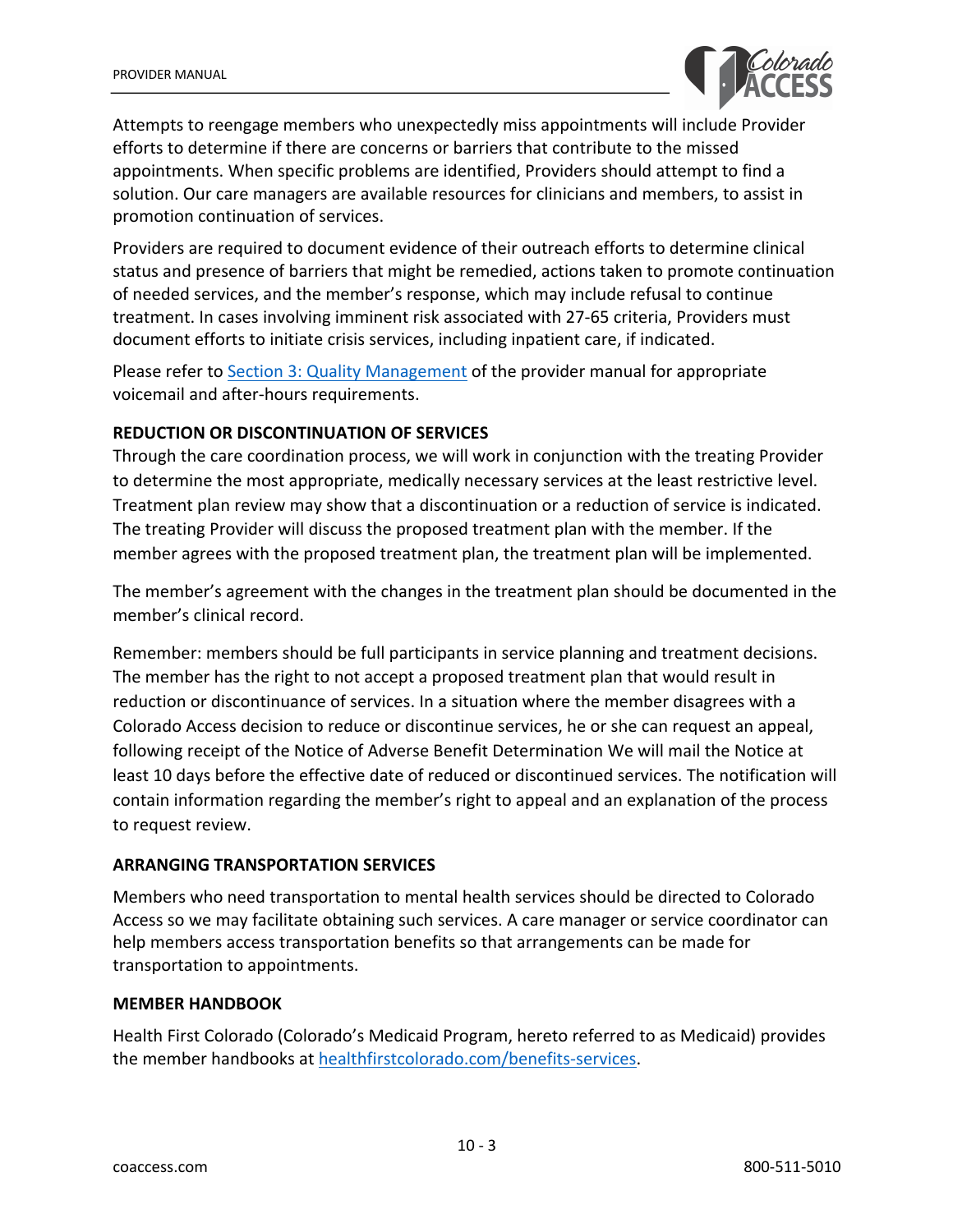Attempts to reengage members who unexpectedly miss appointments will include Provider efforts to determine if there are concerns or barriers that contribute to the missed appointments. When specific problems are identified, Providers should attempt to find a solution. Our care managers are available resources for clinicians and members, to assist in promotion continuation of services.

Providers are required to document evidence of their outreach efforts to determine clinical status and presence of barriers that might be remedied, actions taken to promote continuation of needed services, and the member's response, which may include refusal to continue treatment. In cases involving imminent risk associated with 27-65 criteria, Providers must document efforts to initiate crisis services, including inpatient care, if indicated.

Please refer to [Section 3: Quality Management](#) of the provider manual for appropriate voicemail and after-hours requirements.

**REDUCTION OR DISCONTINUATION OF SERVICES**

Through the care coordination process, we will work in conjunction with the treating Provider to determine the most appropriate, medically necessary services at the least restrictive level. Treatment plan review may show that a discontinuation or a reduction of service is indicated. The treating Provider will discuss the proposed treatment plan with the member. If the member agrees with the proposed treatment plan, the treatment plan will be implemented.

The member's agreement with the changes in the treatment plan should be documented in the member's clinical record.

Remember: members should be full participants in service planning and treatment decisions. The member has the right to not accept a proposed treatment plan that would result in reduction or discontinuance of services. In a situation where the member disagrees with a Colorado Access decision to reduce or discontinue services, he or she can request an appeal, following receipt of the Notice of Adverse Benefit Determination We will mail the Notice at least 10 days before the effective date of reduced or discontinued services. The notification will contain information regarding the member's right to appeal and an explanation of the process to request review.

**ARRANGING TRANSPORTATION SERVICES**

Members who need transportation to mental health services should be directed to Colorado Access so we may facilitate obtaining such services. A care manager or service coordinator can help members access transportation benefits so that arrangements can be made for transportation to appointments.

**MEMBER HANDBOOK**

Health First Colorado (Colorado's Medicaid Program, hereto referred to as Medicaid) provides the member handbooks at [healthfirstcolorado.com/benefits-services](#).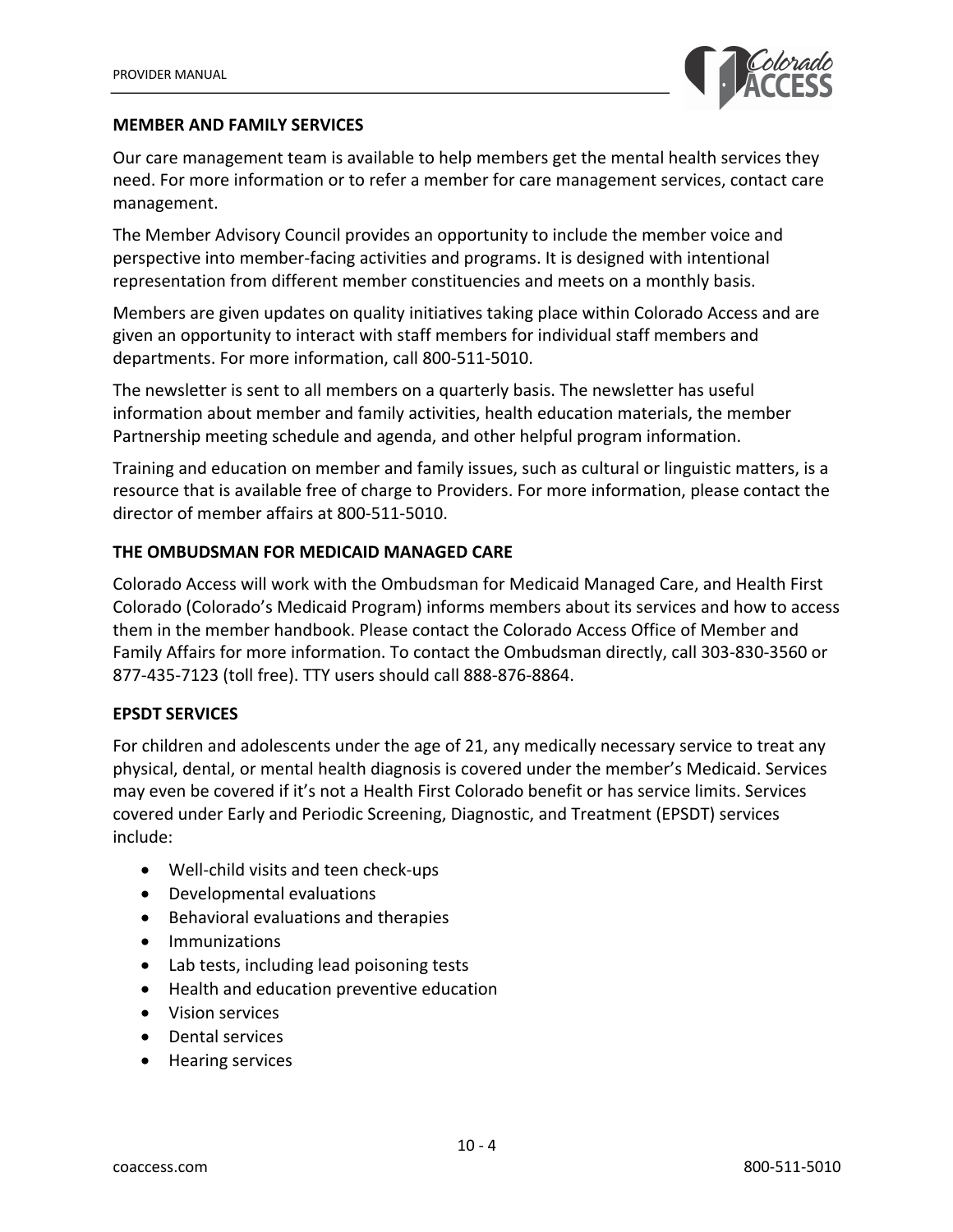**MEMBER AND FAMILY SERVICES**

Our care management team is available to help members get the mental health services they need. For more information or to refer a member for care management services, contact care management.

The Member Advisory Council provides an opportunity to include the member voice and perspective into member-facing activities and programs. It is designed with intentional representation from different member constituencies and meets on a monthly basis.

Members are given updates on quality initiatives taking place within Colorado Access and are given an opportunity to interact with staff members for individual staff members and departments. For more information, call 800-511-5010.

The newsletter is sent to all members on a quarterly basis. The newsletter has useful information about member and family activities, health education materials, the member Partnership meeting schedule and agenda, and other helpful program information.

Training and education on member and family issues, such as cultural or linguistic matters, is a resource that is available free of charge to Providers. For more information, please contact the director of member affairs at 800-511-5010.

**THE OMBUDSMAN FOR MEDICAID MANAGED CARE**

Colorado Access will work with the Ombudsman for Medicaid Managed Care, and Health First Colorado (Colorado's Medicaid Program) informs members about its services and how to access them in the member handbook. Please contact the Colorado Access Office of Member and Family Affairs for more information. To contact the Ombudsman directly, call 303-830-3560 or 877-435-7123 (toll free). TTY users should call 888-876-8864.

**EPSDT SERVICES**

For children and adolescents under the age of 21, any medically necessary service to treat any physical, dental, or mental health diagnosis is covered under the member's Medicaid. Services may even be covered if it's not a Health First Colorado benefit or has service limits. Services covered under Early and Periodic Screening, Diagnostic, and Treatment (EPSDT) services include:

- Well-child visits and teen check-ups
- Developmental evaluations
- Behavioral evaluations and therapies
- Immunizations
- Lab tests, including lead poisoning tests
- Health and education preventive education
- Vision services
- Dental services
- Hearing services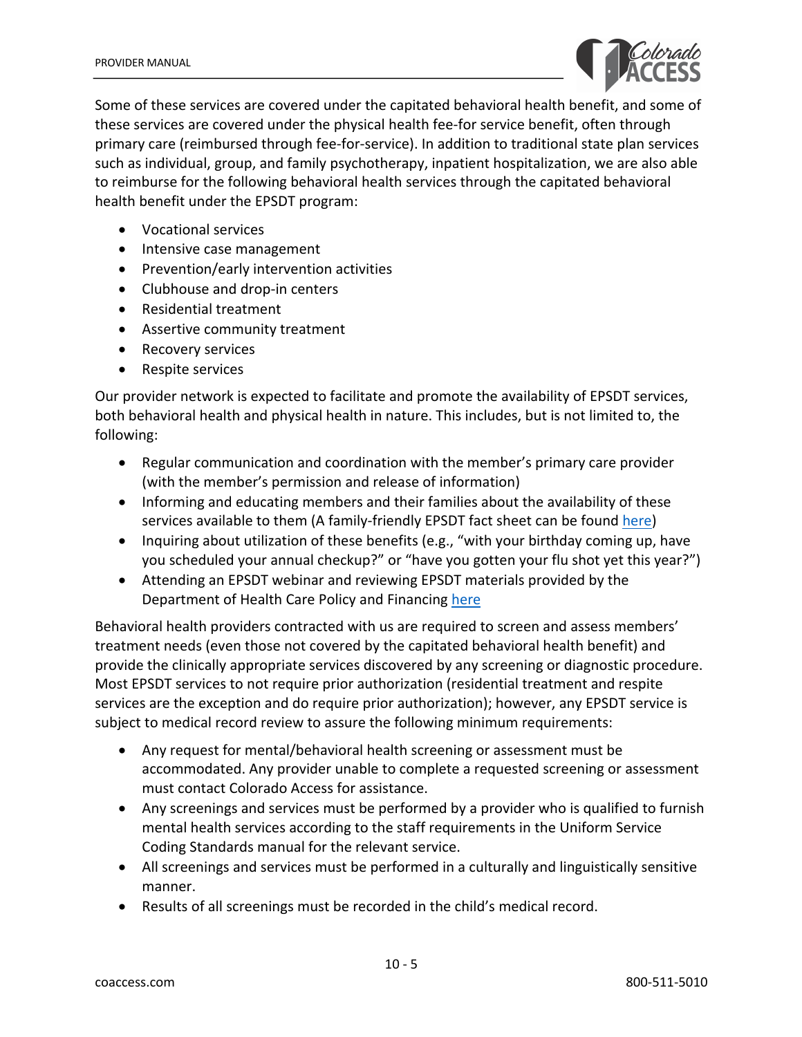Some of these services are covered under the capitated behavioral health benefit, and some of these services are covered under the physical health fee-for service benefit, often through primary care (reimbursed through fee-for-service). In addition to traditional state plan services such as individual, group, and family psychotherapy, inpatient hospitalization, we are also able to reimburse for the following behavioral health services through the capitated behavioral health benefit under the EPSDT program:

- Vocational services
- Intensive case management
- Prevention/early intervention activities
- Clubhouse and drop-in centers
- Residential treatment
- Assertive community treatment
- Recovery services
- Respite services

Our provider network is expected to facilitate and promote the availability of EPSDT services, both behavioral health and physical health in nature. This includes, but is not limited to, the following:

- Regular communication and coordination with the member's primary care provider (with the member's permission and release of information)
- Informing and educating members and their families about the availability of these services available to them (A family-friendly EPSDT fact sheet can be found here)
- Inquiring about utilization of these benefits (e.g., "with your birthday coming up, have you scheduled your annual checkup?" or "have you gotten your flu shot yet this year?")
- Attending an EPSDT webinar and reviewing EPSDT materials provided by the Department of Health Care Policy and Financing here

Behavioral health providers contracted with us are required to screen and assess members' treatment needs (even those not covered by the capitated behavioral health benefit) and provide the clinically appropriate services discovered by any screening or diagnostic procedure. Most EPSDT services to not require prior authorization (residential treatment and respite services are the exception and do require prior authorization); however, any EPSDT service is subject to medical record review to assure the following minimum requirements:

- Any request for mental/behavioral health screening or assessment must be accommodated. Any provider unable to complete a requested screening or assessment must contact Colorado Access for assistance.
- Any screenings and services must be performed by a provider who is qualified to furnish mental health services according to the staff requirements in the Uniform Service Coding Standards manual for the relevant service.
- All screenings and services must be performed in a culturally and linguistically sensitive manner.
- Results of all screenings must be recorded in the child's medical record.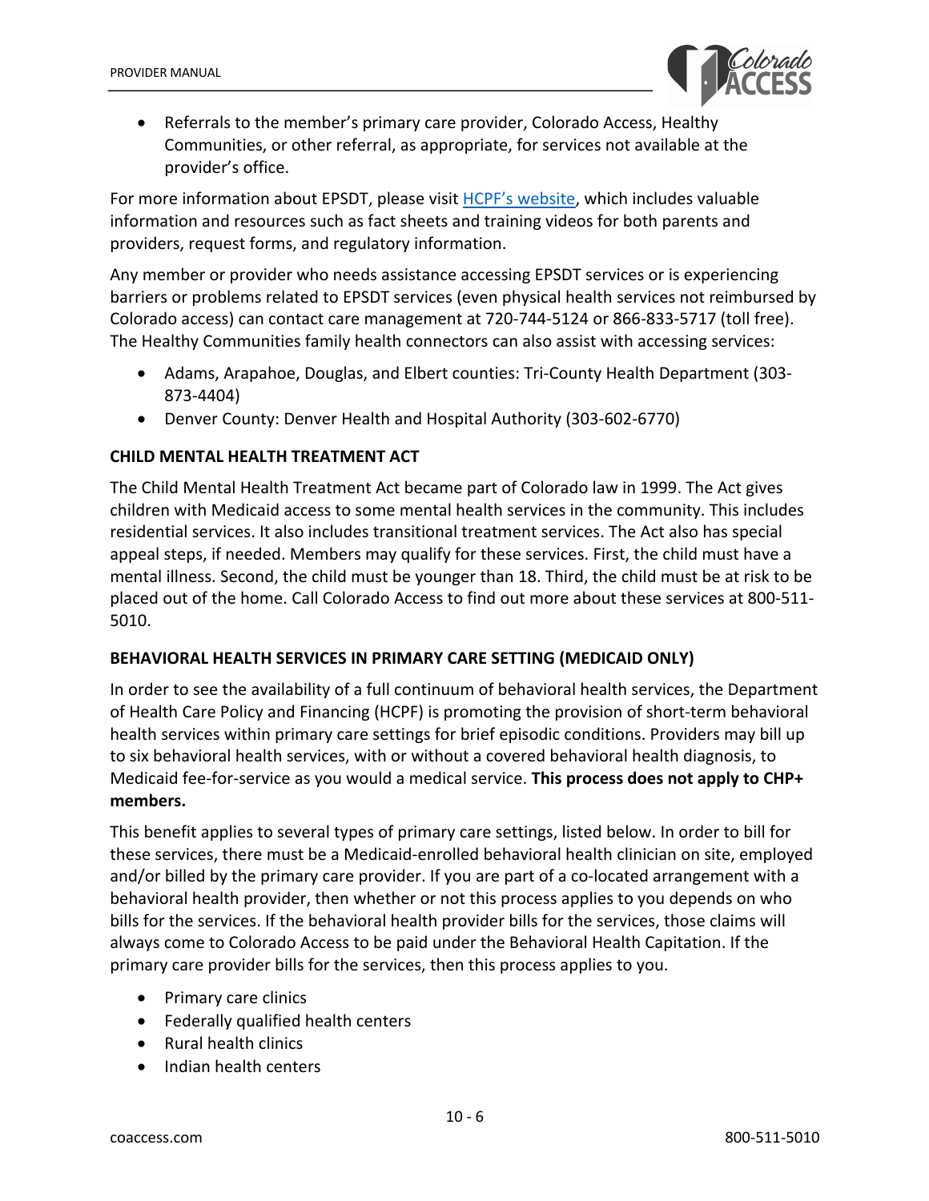- Referrals to the member's primary care provider, Colorado Access, Healthy Communities, or other referral, as appropriate, for services not available at the provider's office.

For more information about EPSDT, please visit HCPF's website, which includes valuable information and resources such as fact sheets and training videos for both parents and providers, request forms, and regulatory information.

Any member or provider who needs assistance accessing EPSDT services or is experiencing barriers or problems related to EPSDT services (even physical health services not reimbursed by Colorado access) can contact care management at 720-744-5124 or 866-833-5717 (toll free). The Healthy Communities family health connectors can also assist with accessing services:

- Adams, Arapahoe, Douglas, and Elbert counties: Tri-County Health Department (303-873-4404)
- Denver County: Denver Health and Hospital Authority (303-602-6770)

### CHILD MENTAL HEALTH TREATMENT ACT

The Child Mental Health Treatment Act became part of Colorado law in 1999. The Act gives children with Medicaid access to some mental health services in the community. This includes residential services. It also includes transitional treatment services. The Act also has special appeal steps, if needed. Members may qualify for these services. First, the child must have a mental illness. Second, the child must be younger than 18. Third, the child must be at risk to be placed out of the home. Call Colorado Access to find out more about these services at 800-511-5010.

### BEHAVIORAL HEALTH SERVICES IN PRIMARY CARE SETTING (MEDICAID ONLY)

In order to see the availability of a full continuum of behavioral health services, the Department of Health Care Policy and Financing (HCPF) is promoting the provision of short-term behavioral health services within primary care settings for brief episodic conditions. Providers may bill up to six behavioral health services, with or without a covered behavioral health diagnosis, to Medicaid fee-for-service as you would a medical service. **This process does not apply to CHP+ members.**

This benefit applies to several types of primary care settings, listed below. In order to bill for these services, there must be a Medicaid-enrolled behavioral health clinician on site, employed and/or billed by the primary care provider. If you are part of a co-located arrangement with a behavioral health provider, then whether or not this process applies to you depends on who bills for the services. If the behavioral health provider bills for the services, those claims will always come to Colorado Access to be paid under the Behavioral Health Capitation. If the primary care provider bills for the services, then this process applies to you.

- Primary care clinics
- Federally qualified health centers
- Rural health clinics
- Indian health centers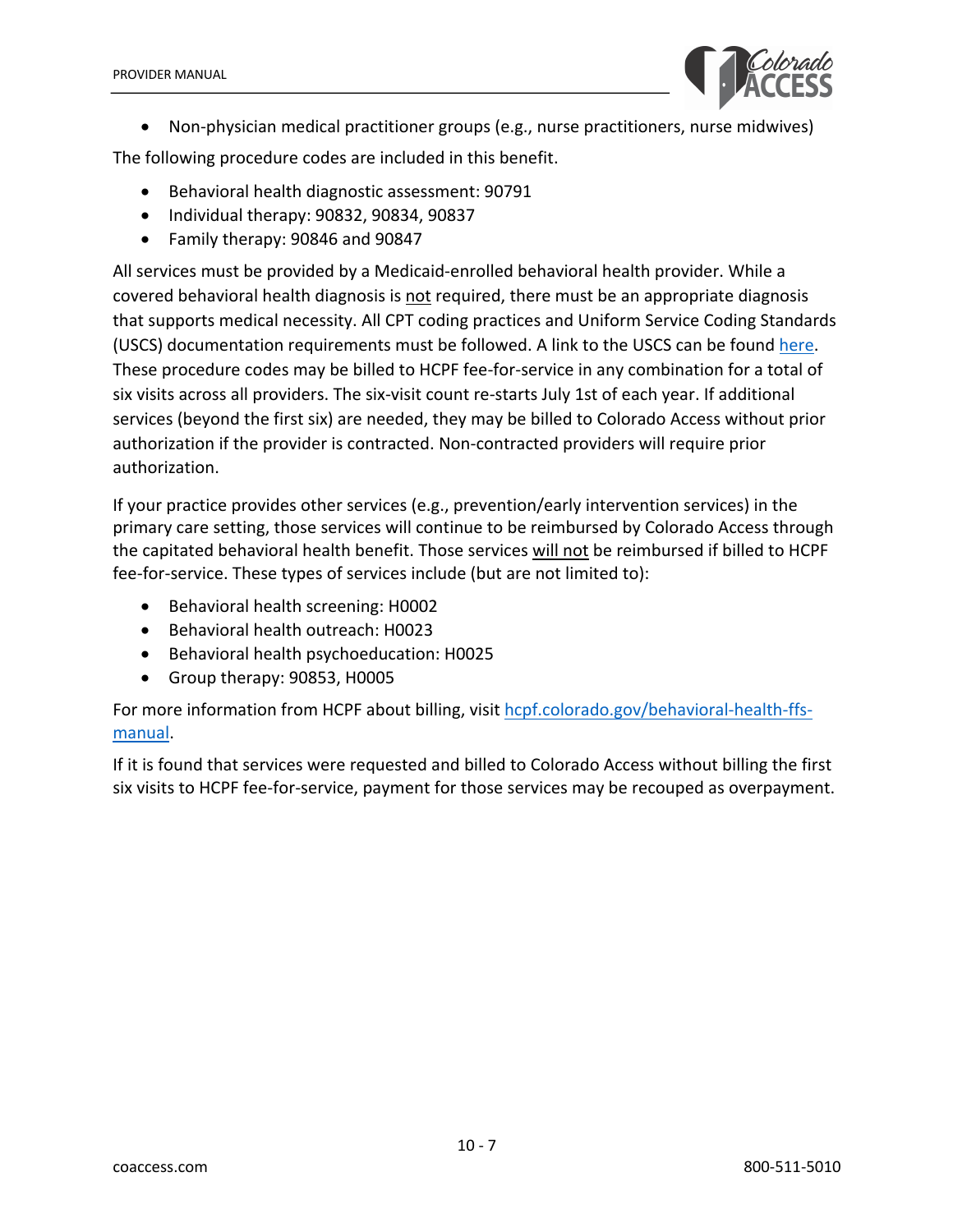- Non-physician medical practitioner groups (e.g., nurse practitioners, nurse midwives)

The following procedure codes are included in this benefit.

- Behavioral health diagnostic assessment: 90791
- Individual therapy: 90832, 90834, 90837
- Family therapy: 90846 and 90847

All services must be provided by a Medicaid-enrolled behavioral health provider. While a covered behavioral health diagnosis is not required, there must be an appropriate diagnosis that supports medical necessity. All CPT coding practices and Uniform Service Coding Standards (USCS) documentation requirements must be followed. A link to the USCS can be found here. These procedure codes may be billed to HCPF fee-for-service in any combination for a total of six visits across all providers. The six-visit count re-starts July 1st of each year. If additional services (beyond the first six) are needed, they may be billed to Colorado Access without prior authorization if the provider is contracted. Non-contracted providers will require prior authorization.

If your practice provides other services (e.g., prevention/early intervention services) in the primary care setting, those services will continue to be reimbursed by Colorado Access through the capitated behavioral health benefit. Those services will not be reimbursed if billed to HCPF fee-for-service. These types of services include (but are not limited to):

- Behavioral health screening: H0002
- Behavioral health outreach: H0023
- Behavioral health psychoeducation: H0025
- Group therapy: 90853, H0005

For more information from HCPF about billing, visit hcpf.colorado.gov/behavioral-health-ffs-manual.

If it is found that services were requested and billed to Colorado Access without billing the first six visits to HCPF fee-for-service, payment for those services may be recouped as overpayment.